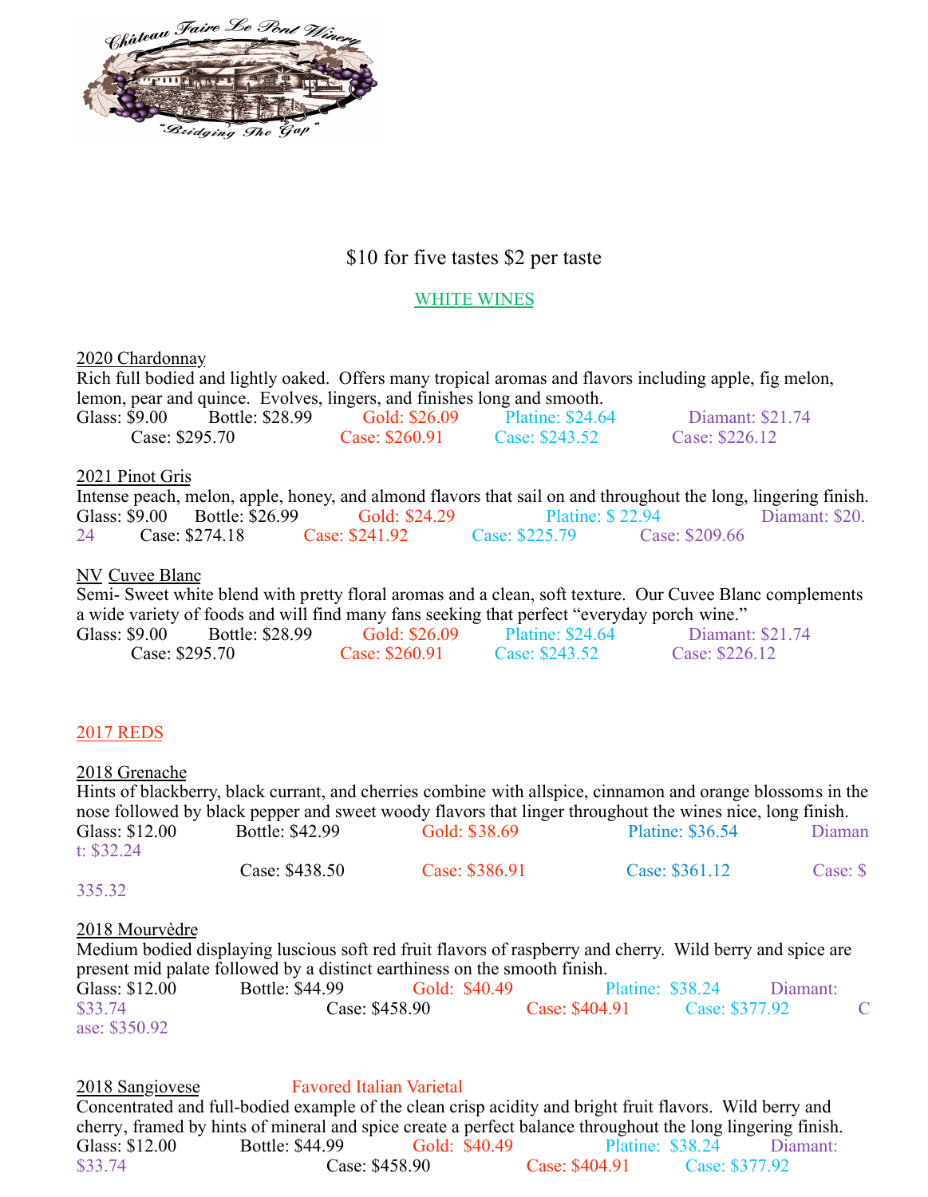Château Faire Le Pont Winery

"Bridging The Gap"

$10 for five tastes $2 per taste

## WHITE WINES

### 2020 Chardonnay

Rich full bodied and lightly oaked. Offers many tropical aromas and flavors including apple, fig melon, lemon, pear and quince. Evolves, lingers, and finishes long and smooth.

Glass: $9.00 Bottle: $28.99 Gold: $26.09 Platine: $24.64 Diamant: $21.74
Case: $295.70 Case: $260.91 Case: $243.52 Case: $226.12

### 2021 Pinot Gris

Intense peach, melon, apple, honey, and almond flavors that sail on and throughout the long, lingering finish.

Glass: $9.00 Bottle: $26.99 Gold: $24.29 Platine: $ 22.94 Diamant: $20.24 Case: $274.18 Case: $241.92 Case: $225.79 Case: $209.66

### NV Cuvee Blanc

Semi- Sweet white blend with pretty floral aromas and a clean, soft texture. Our Cuvee Blanc complements a wide variety of foods and will find many fans seeking that perfect "everyday porch wine."

Glass: $9.00 Bottle: $28.99 Gold: $26.09 Platine: $24.64 Diamant: $21.74
Case: $295.70 Case: $260.91 Case: $243.52 Case: $226.12

## 2017 REDS

### 2018 Grenache

Hints of blackberry, black currant, and cherries combine with allspice, cinnamon and orange blossoms in the nose followed by black pepper and sweet woody flavors that linger throughout the wines nice, long finish.

Glass: $12.00 Bottle: $42.99 Gold: $38.69 Platine: $36.54 Diamant: $32.24
Case: $438.50 Case: $386.91 Case: $361.12 Case: $335.32

### 2018 Mourvèdre

Medium bodied displaying luscious soft red fruit flavors of raspberry and cherry. Wild berry and spice are present mid palate followed by a distinct earthiness on the smooth finish.

Glass: $12.00 Bottle: $44.99 Gold: $40.49 Platine: $38.24 Diamant: $33.74 Case: $458.90 Case: $404.91 Case: $377.92 Case: $350.92

### 2018 Sangiovese — Favored Italian Varietal

Concentrated and full-bodied example of the clean crisp acidity and bright fruit flavors. Wild berry and cherry, framed by hints of mineral and spice create a perfect balance throughout the long lingering finish.

Glass: $12.00 Bottle: $44.99 Gold: $40.49 Platine: $38.24 Diamant: $33.74 Case: $458.90 Case: $404.91 Case: $377.92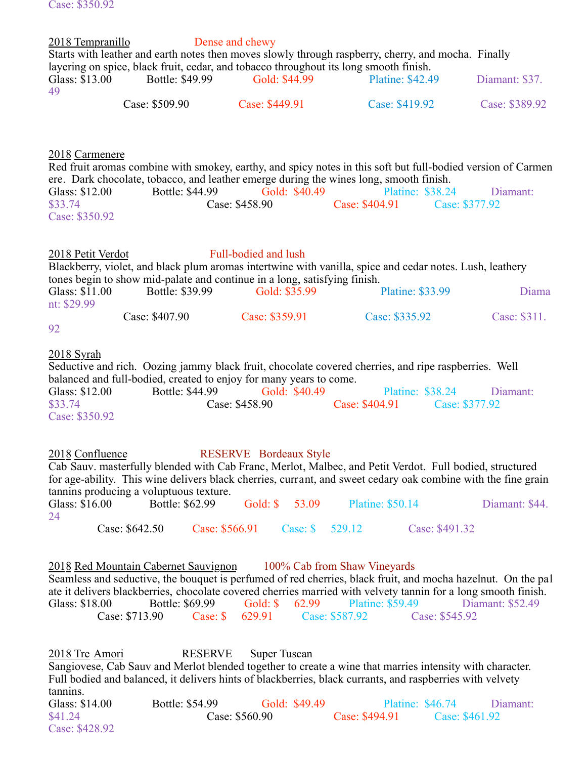Case: $350.92

2018 Tempranillo    Dense and chewy

Starts with leather and earth notes then moves slowly through raspberry, cherry, and mocha. Finally layering on spice, black fruit, cedar, and tobacco throughout its long smooth finish.

Glass: $13.00    Bottle: $49.99    Gold: $44.99    Platine: $42.49    Diamant: $37.49

Case: $509.90    Case: $449.91    Case: $419.92    Case: $389.92

2018 Carmenere

Red fruit aromas combine with smokey, earthy, and spicy notes in this soft but full-bodied version of Carmenere. Dark chocolate, tobacco, and leather emerge during the wines long, smooth finish.

Glass: $12.00    Bottle: $44.99    Gold: $40.49    Platine: $38.24    Diamant: $33.74

Case: $458.90    Case: $404.91    Case: $377.92    Case: $350.92

2018 Petit Verdot    Full-bodied and lush

Blackberry, violet, and black plum aromas intertwine with vanilla, spice and cedar notes. Lush, leathery tones begin to show mid-palate and continue in a long, satisfying finish.

Glass: $11.00    Bottle: $39.99    Gold: $35.99    Platine: $33.99    Diamant: $29.99

Case: $407.90    Case: $359.91    Case: $335.92    Case: $311.92

2018 Syrah

Seductive and rich. Oozing jammy black fruit, chocolate covered cherries, and ripe raspberries. Well balanced and full-bodied, created to enjoy for many years to come.

Glass: $12.00    Bottle: $44.99    Gold: $40.49    Platine: $38.24    Diamant: $33.74

Case: $458.90    Case: $404.91    Case: $377.92    Case: $350.92

2018 Confluence    RESERVE    Bordeaux Style

Cab Sauv. masterfully blended with Cab Franc, Merlot, Malbec, and Petit Verdot. Full bodied, structured for age-ability. This wine delivers black cherries, currant, and sweet cedary oak combine with the fine grain tannins producing a voluptuous texture.

Glass: $16.00    Bottle: $62.99    Gold: $53.09    Platine: $50.14    Diamant: $44.24

Case: $642.50    Case: $566.91    Case: $529.12    Case: $491.32

2018 Red Mountain Cabernet Sauvignon    100% Cab from Shaw Vineyards

Seamless and seductive, the bouquet is perfumed of red cherries, black fruit, and mocha hazelnut. On the palate it delivers blackberries, chocolate covered cherries married with velvety tannin for a long smooth finish.

Glass: $18.00    Bottle: $69.99    Gold: $62.99    Platine: $59.49    Diamant: $52.49

Case: $713.90    Case: $629.91    Case: $587.92    Case: $545.92

2018 Tre Amori    RESERVE    Super Tuscan

Sangiovese, Cab Sauv and Merlot blended together to create a wine that marries intensity with character. Full bodied and balanced, it delivers hints of blackberries, black currants, and raspberries with velvety tannins.

Glass: $14.00    Bottle: $54.99    Gold: $49.49    Platine: $46.74    Diamant: $41.24

Case: $560.90    Case: $494.91    Case: $461.92    Case: $428.92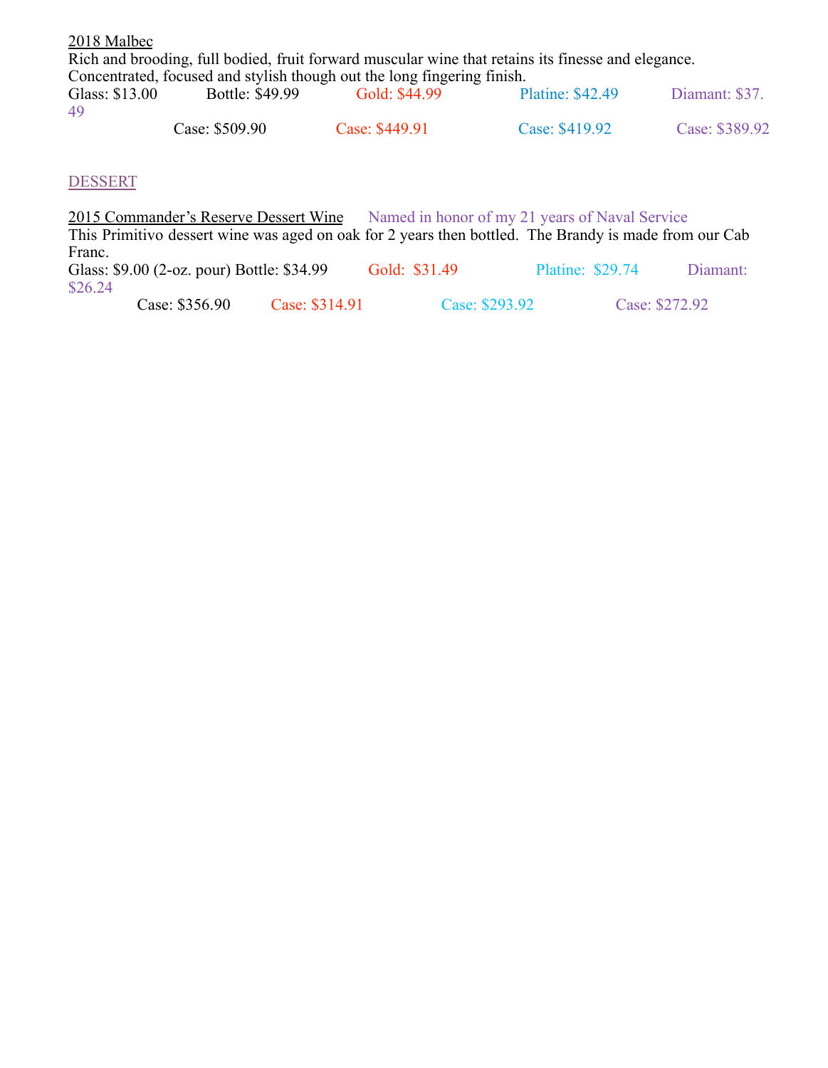2018 Malbec

Rich and brooding, full bodied, fruit forward muscular wine that retains its finesse and elegance. Concentrated, focused and stylish though out the long fingering finish.

Glass: $13.00 Bottle: $49.99 Gold: $44.99 Platine: $42.49 Diamant: $37.49

Case: $509.90 Case: $449.91 Case: $419.92 Case: $389.92

DESSERT

2015 Commander's Reserve Dessert Wine Named in honor of my 21 years of Naval Service

This Primitivo dessert wine was aged on oak for 2 years then bottled. The Brandy is made from our Cab Franc.

Glass: $9.00 (2-oz. pour) Bottle: $34.99 Gold: $31.49 Platine: $29.74 Diamant: $26.24

Case: $356.90 Case: $314.91 Case: $293.92 Case: $272.92